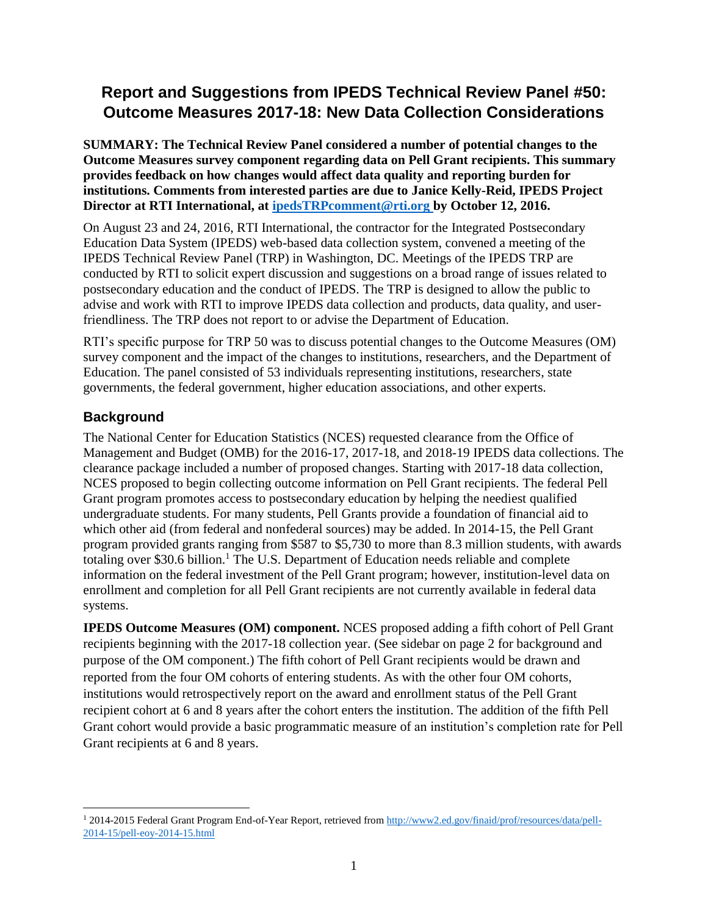# Report and Suggestions from IPEDS Technical Review Panel #50: Outcome Measures 2017-18: New Data Collection Considerations

**SUMMARY: The Technical Review Panel considered a number of potential changes to the Outcome Measures survey component regarding data on Pell Grant recipients. This summary provides feedback on how changes would affect data quality and reporting burden for institutions. Comments from interested parties are due to Janice Kelly-Reid, IPEDS Project Director at RTI International, at [ipedsTRPcomment@rti.org](mailto:ipedsTRPcomment@rti.org) by October 12, 2016.**

On August 23 and 24, 2016, RTI International, the contractor for the Integrated Postsecondary Education Data System (IPEDS) web-based data collection system, convened a meeting of the IPEDS Technical Review Panel (TRP) in Washington, DC. Meetings of the IPEDS TRP are conducted by RTI to solicit expert discussion and suggestions on a broad range of issues related to postsecondary education and the conduct of IPEDS. The TRP is designed to allow the public to advise and work with RTI to improve IPEDS data collection and products, data quality, and user-friendliness. The TRP does not report to or advise the Department of Education.

RTI's specific purpose for TRP 50 was to discuss potential changes to the Outcome Measures (OM) survey component and the impact of the changes to institutions, researchers, and the Department of Education. The panel consisted of 53 individuals representing institutions, researchers, state governments, the federal government, higher education associations, and other experts.

## Background

The National Center for Education Statistics (NCES) requested clearance from the Office of Management and Budget (OMB) for the 2016-17, 2017-18, and 2018-19 IPEDS data collections. The clearance package included a number of proposed changes. Starting with 2017-18 data collection, NCES proposed to begin collecting outcome information on Pell Grant recipients. The federal Pell Grant program promotes access to postsecondary education by helping the neediest qualified undergraduate students. For many students, Pell Grants provide a foundation of financial aid to which other aid (from federal and nonfederal sources) may be added. In 2014-15, the Pell Grant program provided grants ranging from $587 to $5,730 to more than 8.3 million students, with awards totaling over $30.6 billion.[1] The U.S. Department of Education needs reliable and complete information on the federal investment of the Pell Grant program; however, institution-level data on enrollment and completion for all Pell Grant recipients are not currently available in federal data systems.

**IPEDS Outcome Measures (OM) component.** NCES proposed adding a fifth cohort of Pell Grant recipients beginning with the 2017-18 collection year. (See sidebar on page 2 for background and purpose of the OM component.) The fifth cohort of Pell Grant recipients would be drawn and reported from the four OM cohorts of entering students. As with the other four OM cohorts, institutions would retrospectively report on the award and enrollment status of the Pell Grant recipient cohort at 6 and 8 years after the cohort enters the institution. The addition of the fifth Pell Grant cohort would provide a basic programmatic measure of an institution's completion rate for Pell Grant recipients at 6 and 8 years.

[1] 2014-2015 Federal Grant Program End-of-Year Report, retrieved from [http://www2.ed.gov/finaid/prof/resources/data/pell-2014-15/pell-eoy-2014-15.html](http://www2.ed.gov/finaid/prof/resources/data/pell-2014-15/pell-eoy-2014-15.html)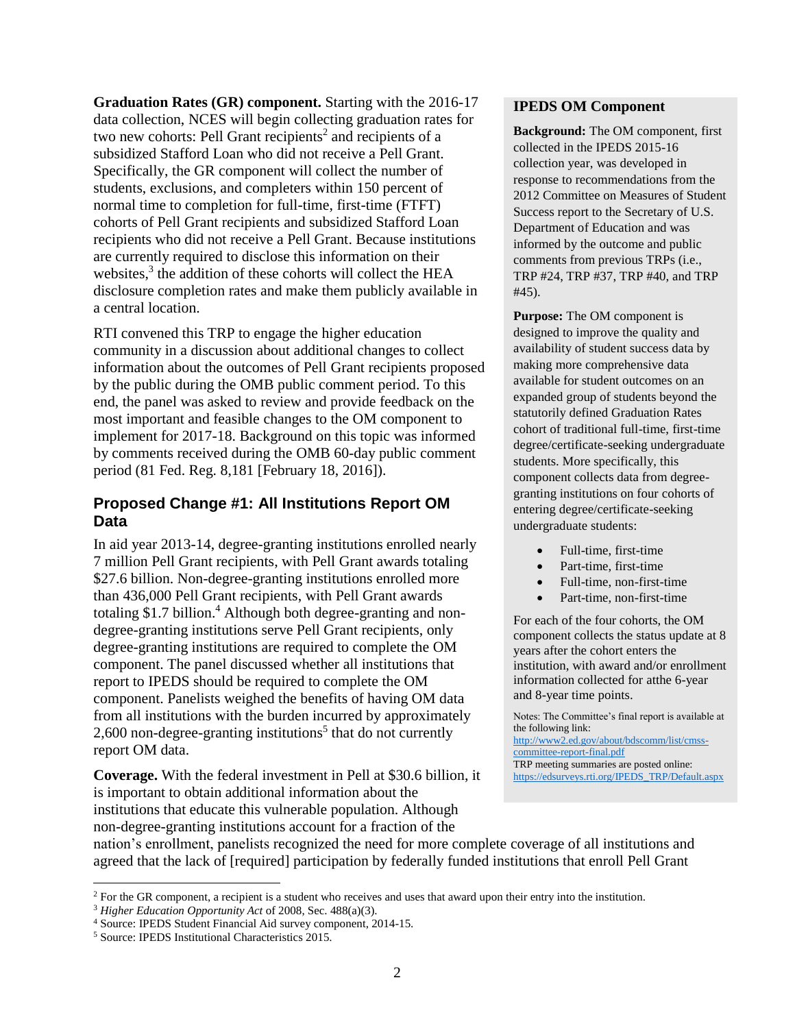**Graduation Rates (GR) component.** Starting with the 2016-17 data collection, NCES will begin collecting graduation rates for two new cohorts: Pell Grant recipients[2] and recipients of a subsidized Stafford Loan who did not receive a Pell Grant. Specifically, the GR component will collect the number of students, exclusions, and completers within 150 percent of normal time to completion for full-time, first-time (FTFT) cohorts of Pell Grant recipients and subsidized Stafford Loan recipients who did not receive a Pell Grant. Because institutions are currently required to disclose this information on their websites,[3] the addition of these cohorts will collect the HEA disclosure completion rates and make them publicly available in a central location.

RTI convened this TRP to engage the higher education community in a discussion about additional changes to collect information about the outcomes of Pell Grant recipients proposed by the public during the OMB public comment period. To this end, the panel was asked to review and provide feedback on the most important and feasible changes to the OM component to implement for 2017-18. Background on this topic was informed by comments received during the OMB 60-day public comment period (81 Fed. Reg. 8,181 [February 18, 2016]).

> **IPEDS OM Component**
>
> **Background:** The OM component, first collected in the IPEDS 2015-16 collection year, was developed in response to recommendations from the 2012 Committee on Measures of Student Success report to the Secretary of U.S. Department of Education and was informed by the outcome and public comments from previous TRPs (i.e., TRP #24, TRP #37, TRP #40, and TRP #45).
>
> **Purpose:** The OM component is designed to improve the quality and availability of student success data by making more comprehensive data available for student outcomes on an expanded group of students beyond the statutorily defined Graduation Rates cohort of traditional full-time, first-time degree/certificate-seeking undergraduate students. More specifically, this component collects data from degree-granting institutions on four cohorts of entering degree/certificate-seeking undergraduate students:
>
> - Full-time, first-time
> - Part-time, first-time
> - Full-time, non-first-time
> - Part-time, non-first-time
>
> For each of the four cohorts, the OM component collects the status update at 8 years after the cohort enters the institution, with award and/or enrollment information collected for atthe 6-year and 8-year time points.
>
> Notes: The Committee's final report is available at the following link: http://www2.ed.gov/about/bdscomm/list/cmss-committee-report-final.pdf
> TRP meeting summaries are posted online: https://edsurveys.rti.org/IPEDS_TRP/Default.aspx

## Proposed Change #1: All Institutions Report OM Data

In aid year 2013-14, degree-granting institutions enrolled nearly 7 million Pell Grant recipients, with Pell Grant awards totaling $27.6 billion. Non-degree-granting institutions enrolled more than 436,000 Pell Grant recipients, with Pell Grant awards totaling $1.7 billion.[4] Although both degree-granting and non-degree-granting institutions serve Pell Grant recipients, only degree-granting institutions are required to complete the OM component. The panel discussed whether all institutions that report to IPEDS should be required to complete the OM component. Panelists weighed the benefits of having OM data from all institutions with the burden incurred by approximately 2,600 non-degree-granting institutions[5] that do not currently report OM data.

**Coverage.** With the federal investment in Pell at $30.6 billion, it is important to obtain additional information about the institutions that educate this vulnerable population. Although non-degree-granting institutions account for a fraction of the nation's enrollment, panelists recognized the need for more complete coverage of all institutions and agreed that the lack of [required] participation by federally funded institutions that enroll Pell Grant

---

[2] For the GR component, a recipient is a student who receives and uses that award upon their entry into the institution.

[3] *Higher Education Opportunity Act* of 2008, Sec. 488(a)(3).

[4] Source: IPEDS Student Financial Aid survey component, 2014-15.

[5] Source: IPEDS Institutional Characteristics 2015.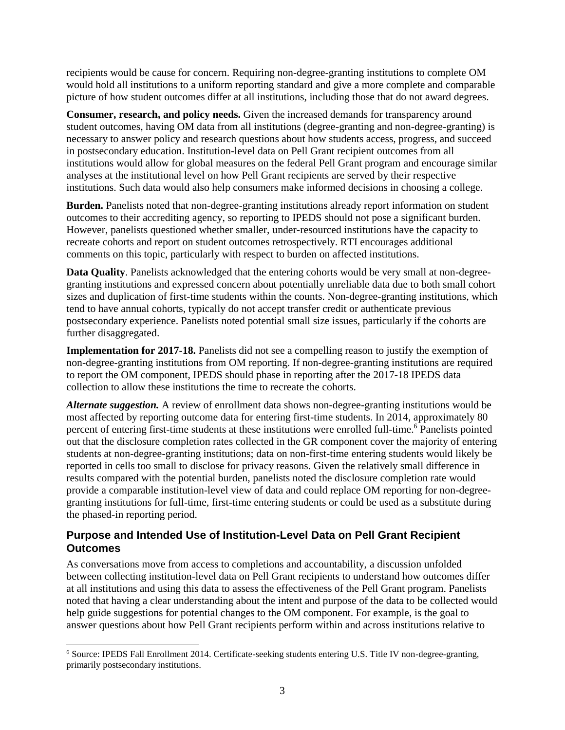recipients would be cause for concern. Requiring non-degree-granting institutions to complete OM would hold all institutions to a uniform reporting standard and give a more complete and comparable picture of how student outcomes differ at all institutions, including those that do not award degrees.

**Consumer, research, and policy needs.** Given the increased demands for transparency around student outcomes, having OM data from all institutions (degree-granting and non-degree-granting) is necessary to answer policy and research questions about how students access, progress, and succeed in postsecondary education. Institution-level data on Pell Grant recipient outcomes from all institutions would allow for global measures on the federal Pell Grant program and encourage similar analyses at the institutional level on how Pell Grant recipients are served by their respective institutions. Such data would also help consumers make informed decisions in choosing a college.

**Burden.** Panelists noted that non-degree-granting institutions already report information on student outcomes to their accrediting agency, so reporting to IPEDS should not pose a significant burden. However, panelists questioned whether smaller, under-resourced institutions have the capacity to recreate cohorts and report on student outcomes retrospectively. RTI encourages additional comments on this topic, particularly with respect to burden on affected institutions.

**Data Quality**. Panelists acknowledged that the entering cohorts would be very small at non-degree-granting institutions and expressed concern about potentially unreliable data due to both small cohort sizes and duplication of first-time students within the counts. Non-degree-granting institutions, which tend to have annual cohorts, typically do not accept transfer credit or authenticate previous postsecondary experience. Panelists noted potential small size issues, particularly if the cohorts are further disaggregated.

**Implementation for 2017-18.** Panelists did not see a compelling reason to justify the exemption of non-degree-granting institutions from OM reporting. If non-degree-granting institutions are required to report the OM component, IPEDS should phase in reporting after the 2017-18 IPEDS data collection to allow these institutions the time to recreate the cohorts.

***Alternate suggestion.*** A review of enrollment data shows non-degree-granting institutions would be most affected by reporting outcome data for entering first-time students. In 2014, approximately 80 percent of entering first-time students at these institutions were enrolled full-time.[6] Panelists pointed out that the disclosure completion rates collected in the GR component cover the majority of entering students at non-degree-granting institutions; data on non-first-time entering students would likely be reported in cells too small to disclose for privacy reasons. Given the relatively small difference in results compared with the potential burden, panelists noted the disclosure completion rate would provide a comparable institution-level view of data and could replace OM reporting for non-degree-granting institutions for full-time, first-time entering students or could be used as a substitute during the phased-in reporting period.

## Purpose and Intended Use of Institution-Level Data on Pell Grant Recipient Outcomes

As conversations move from access to completions and accountability, a discussion unfolded between collecting institution-level data on Pell Grant recipients to understand how outcomes differ at all institutions and using this data to assess the effectiveness of the Pell Grant program. Panelists noted that having a clear understanding about the intent and purpose of the data to be collected would help guide suggestions for potential changes to the OM component. For example, is the goal to answer questions about how Pell Grant recipients perform within and across institutions relative to

[6] Source: IPEDS Fall Enrollment 2014. Certificate-seeking students entering U.S. Title IV non-degree-granting, primarily postsecondary institutions.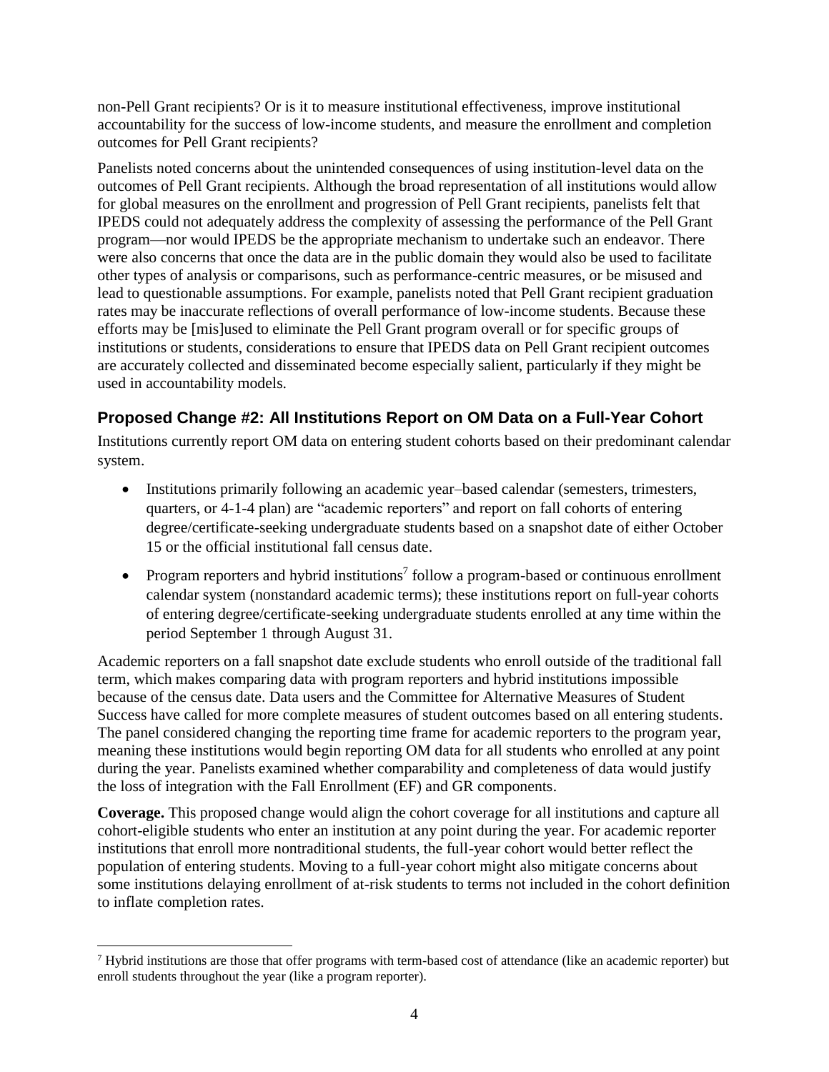non-Pell Grant recipients? Or is it to measure institutional effectiveness, improve institutional accountability for the success of low-income students, and measure the enrollment and completion outcomes for Pell Grant recipients?

Panelists noted concerns about the unintended consequences of using institution-level data on the outcomes of Pell Grant recipients. Although the broad representation of all institutions would allow for global measures on the enrollment and progression of Pell Grant recipients, panelists felt that IPEDS could not adequately address the complexity of assessing the performance of the Pell Grant program—nor would IPEDS be the appropriate mechanism to undertake such an endeavor. There were also concerns that once the data are in the public domain they would also be used to facilitate other types of analysis or comparisons, such as performance-centric measures, or be misused and lead to questionable assumptions. For example, panelists noted that Pell Grant recipient graduation rates may be inaccurate reflections of overall performance of low-income students. Because these efforts may be [mis]used to eliminate the Pell Grant program overall or for specific groups of institutions or students, considerations to ensure that IPEDS data on Pell Grant recipient outcomes are accurately collected and disseminated become especially salient, particularly if they might be used in accountability models.

## Proposed Change #2: All Institutions Report on OM Data on a Full-Year Cohort

Institutions currently report OM data on entering student cohorts based on their predominant calendar system.

- Institutions primarily following an academic year–based calendar (semesters, trimesters, quarters, or 4-1-4 plan) are "academic reporters" and report on fall cohorts of entering degree/certificate-seeking undergraduate students based on a snapshot date of either October 15 or the official institutional fall census date.
- Program reporters and hybrid institutions[7] follow a program-based or continuous enrollment calendar system (nonstandard academic terms); these institutions report on full-year cohorts of entering degree/certificate-seeking undergraduate students enrolled at any time within the period September 1 through August 31.

Academic reporters on a fall snapshot date exclude students who enroll outside of the traditional fall term, which makes comparing data with program reporters and hybrid institutions impossible because of the census date. Data users and the Committee for Alternative Measures of Student Success have called for more complete measures of student outcomes based on all entering students. The panel considered changing the reporting time frame for academic reporters to the program year, meaning these institutions would begin reporting OM data for all students who enrolled at any point during the year. Panelists examined whether comparability and completeness of data would justify the loss of integration with the Fall Enrollment (EF) and GR components.

**Coverage.** This proposed change would align the cohort coverage for all institutions and capture all cohort-eligible students who enter an institution at any point during the year. For academic reporter institutions that enroll more nontraditional students, the full-year cohort would better reflect the population of entering students. Moving to a full-year cohort might also mitigate concerns about some institutions delaying enrollment of at-risk students to terms not included in the cohort definition to inflate completion rates.

[7] Hybrid institutions are those that offer programs with term-based cost of attendance (like an academic reporter) but enroll students throughout the year (like a program reporter).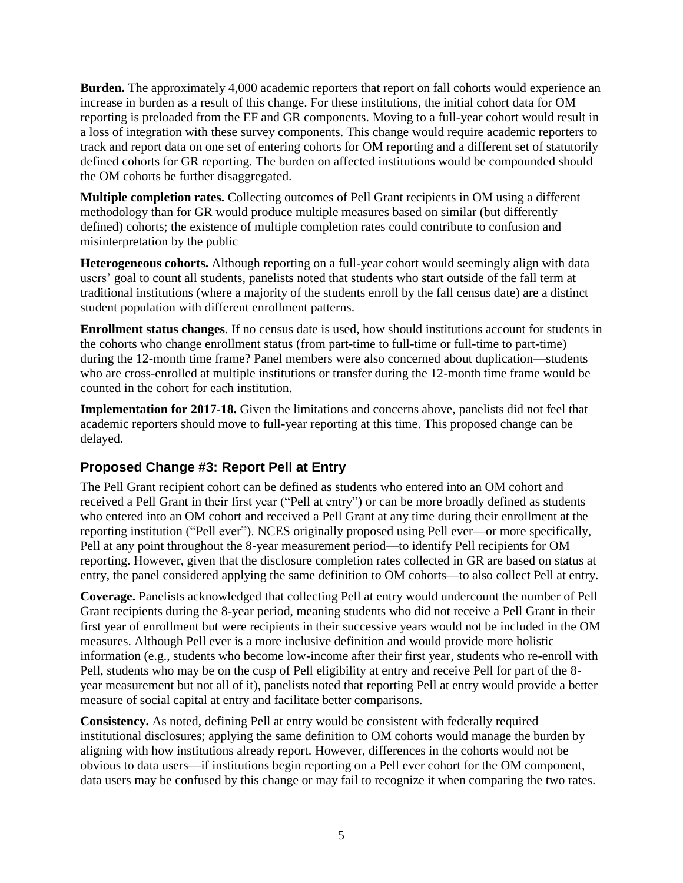**Burden.** The approximately 4,000 academic reporters that report on fall cohorts would experience an increase in burden as a result of this change. For these institutions, the initial cohort data for OM reporting is preloaded from the EF and GR components. Moving to a full-year cohort would result in a loss of integration with these survey components. This change would require academic reporters to track and report data on one set of entering cohorts for OM reporting and a different set of statutorily defined cohorts for GR reporting. The burden on affected institutions would be compounded should the OM cohorts be further disaggregated.

**Multiple completion rates.** Collecting outcomes of Pell Grant recipients in OM using a different methodology than for GR would produce multiple measures based on similar (but differently defined) cohorts; the existence of multiple completion rates could contribute to confusion and misinterpretation by the public

**Heterogeneous cohorts.** Although reporting on a full-year cohort would seemingly align with data users' goal to count all students, panelists noted that students who start outside of the fall term at traditional institutions (where a majority of the students enroll by the fall census date) are a distinct student population with different enrollment patterns.

**Enrollment status changes**. If no census date is used, how should institutions account for students in the cohorts who change enrollment status (from part-time to full-time or full-time to part-time) during the 12-month time frame? Panel members were also concerned about duplication—students who are cross-enrolled at multiple institutions or transfer during the 12-month time frame would be counted in the cohort for each institution.

**Implementation for 2017-18.** Given the limitations and concerns above, panelists did not feel that academic reporters should move to full-year reporting at this time. This proposed change can be delayed.

## Proposed Change #3: Report Pell at Entry

The Pell Grant recipient cohort can be defined as students who entered into an OM cohort and received a Pell Grant in their first year ("Pell at entry") or can be more broadly defined as students who entered into an OM cohort and received a Pell Grant at any time during their enrollment at the reporting institution ("Pell ever"). NCES originally proposed using Pell ever—or more specifically, Pell at any point throughout the 8-year measurement period—to identify Pell recipients for OM reporting. However, given that the disclosure completion rates collected in GR are based on status at entry, the panel considered applying the same definition to OM cohorts—to also collect Pell at entry.

**Coverage.** Panelists acknowledged that collecting Pell at entry would undercount the number of Pell Grant recipients during the 8-year period, meaning students who did not receive a Pell Grant in their first year of enrollment but were recipients in their successive years would not be included in the OM measures. Although Pell ever is a more inclusive definition and would provide more holistic information (e.g., students who become low-income after their first year, students who re-enroll with Pell, students who may be on the cusp of Pell eligibility at entry and receive Pell for part of the 8-year measurement but not all of it), panelists noted that reporting Pell at entry would provide a better measure of social capital at entry and facilitate better comparisons.

**Consistency.** As noted, defining Pell at entry would be consistent with federally required institutional disclosures; applying the same definition to OM cohorts would manage the burden by aligning with how institutions already report. However, differences in the cohorts would not be obvious to data users—if institutions begin reporting on a Pell ever cohort for the OM component, data users may be confused by this change or may fail to recognize it when comparing the two rates.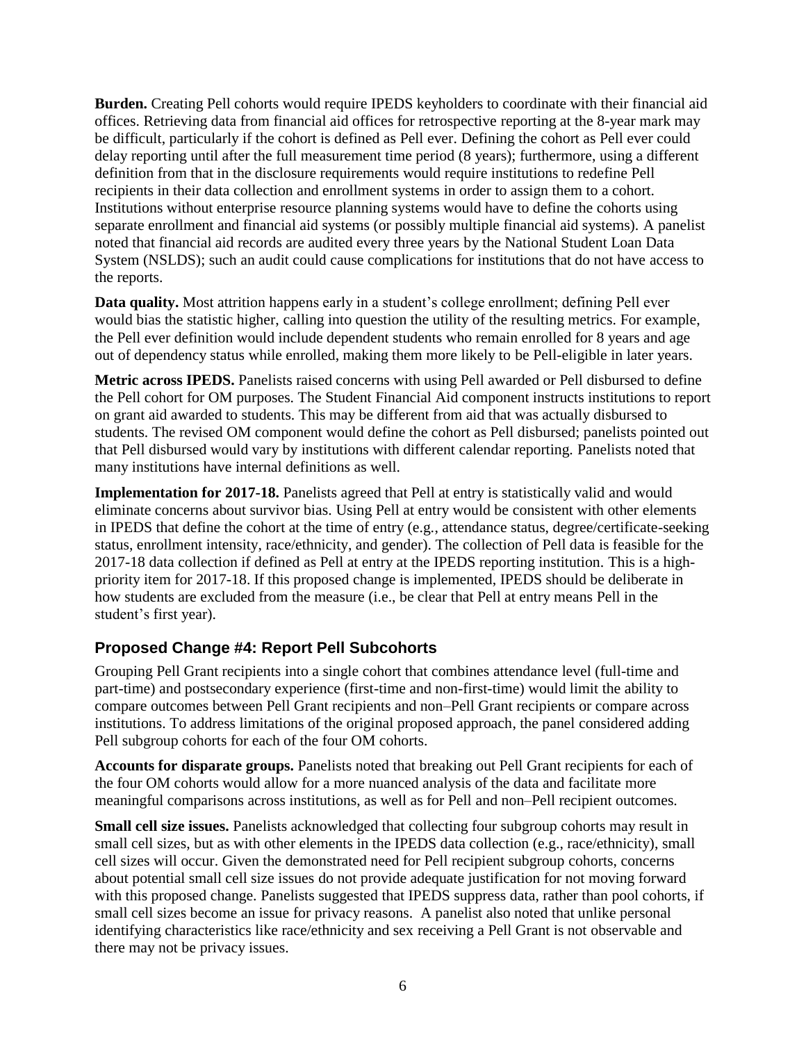**Burden.** Creating Pell cohorts would require IPEDS keyholders to coordinate with their financial aid offices. Retrieving data from financial aid offices for retrospective reporting at the 8-year mark may be difficult, particularly if the cohort is defined as Pell ever. Defining the cohort as Pell ever could delay reporting until after the full measurement time period (8 years); furthermore, using a different definition from that in the disclosure requirements would require institutions to redefine Pell recipients in their data collection and enrollment systems in order to assign them to a cohort. Institutions without enterprise resource planning systems would have to define the cohorts using separate enrollment and financial aid systems (or possibly multiple financial aid systems). A panelist noted that financial aid records are audited every three years by the National Student Loan Data System (NSLDS); such an audit could cause complications for institutions that do not have access to the reports.

**Data quality.** Most attrition happens early in a student's college enrollment; defining Pell ever would bias the statistic higher, calling into question the utility of the resulting metrics. For example, the Pell ever definition would include dependent students who remain enrolled for 8 years and age out of dependency status while enrolled, making them more likely to be Pell-eligible in later years.

**Metric across IPEDS.** Panelists raised concerns with using Pell awarded or Pell disbursed to define the Pell cohort for OM purposes. The Student Financial Aid component instructs institutions to report on grant aid awarded to students. This may be different from aid that was actually disbursed to students. The revised OM component would define the cohort as Pell disbursed; panelists pointed out that Pell disbursed would vary by institutions with different calendar reporting. Panelists noted that many institutions have internal definitions as well.

**Implementation for 2017-18.** Panelists agreed that Pell at entry is statistically valid and would eliminate concerns about survivor bias. Using Pell at entry would be consistent with other elements in IPEDS that define the cohort at the time of entry (e.g., attendance status, degree/certificate-seeking status, enrollment intensity, race/ethnicity, and gender). The collection of Pell data is feasible for the 2017-18 data collection if defined as Pell at entry at the IPEDS reporting institution. This is a high-priority item for 2017-18. If this proposed change is implemented, IPEDS should be deliberate in how students are excluded from the measure (i.e., be clear that Pell at entry means Pell in the student's first year).

## Proposed Change #4: Report Pell Subcohorts

Grouping Pell Grant recipients into a single cohort that combines attendance level (full-time and part-time) and postsecondary experience (first-time and non-first-time) would limit the ability to compare outcomes between Pell Grant recipients and non–Pell Grant recipients or compare across institutions. To address limitations of the original proposed approach, the panel considered adding Pell subgroup cohorts for each of the four OM cohorts.

**Accounts for disparate groups.** Panelists noted that breaking out Pell Grant recipients for each of the four OM cohorts would allow for a more nuanced analysis of the data and facilitate more meaningful comparisons across institutions, as well as for Pell and non–Pell recipient outcomes.

**Small cell size issues.** Panelists acknowledged that collecting four subgroup cohorts may result in small cell sizes, but as with other elements in the IPEDS data collection (e.g., race/ethnicity), small cell sizes will occur. Given the demonstrated need for Pell recipient subgroup cohorts, concerns about potential small cell size issues do not provide adequate justification for not moving forward with this proposed change. Panelists suggested that IPEDS suppress data, rather than pool cohorts, if small cell sizes become an issue for privacy reasons. A panelist also noted that unlike personal identifying characteristics like race/ethnicity and sex receiving a Pell Grant is not observable and there may not be privacy issues.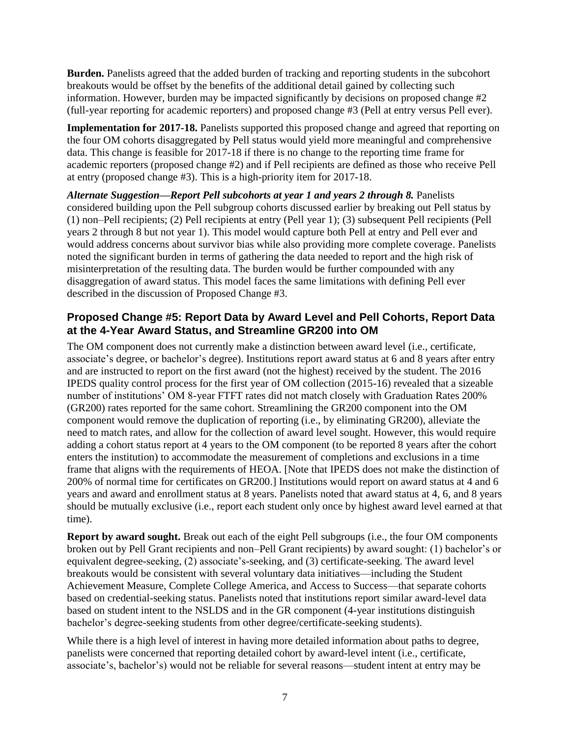**Burden.** Panelists agreed that the added burden of tracking and reporting students in the subcohort breakouts would be offset by the benefits of the additional detail gained by collecting such information. However, burden may be impacted significantly by decisions on proposed change #2 (full-year reporting for academic reporters) and proposed change #3 (Pell at entry versus Pell ever).

**Implementation for 2017-18.** Panelists supported this proposed change and agreed that reporting on the four OM cohorts disaggregated by Pell status would yield more meaningful and comprehensive data. This change is feasible for 2017-18 if there is no change to the reporting time frame for academic reporters (proposed change #2) and if Pell recipients are defined as those who receive Pell at entry (proposed change #3). This is a high-priority item for 2017-18.

***Alternate Suggestion—Report Pell subcohorts at year 1 and years 2 through 8.*** Panelists considered building upon the Pell subgroup cohorts discussed earlier by breaking out Pell status by (1) non–Pell recipients; (2) Pell recipients at entry (Pell year 1); (3) subsequent Pell recipients (Pell years 2 through 8 but not year 1). This model would capture both Pell at entry and Pell ever and would address concerns about survivor bias while also providing more complete coverage. Panelists noted the significant burden in terms of gathering the data needed to report and the high risk of misinterpretation of the resulting data. The burden would be further compounded with any disaggregation of award status. This model faces the same limitations with defining Pell ever described in the discussion of Proposed Change #3.

## Proposed Change #5: Report Data by Award Level and Pell Cohorts, Report Data at the 4-Year Award Status, and Streamline GR200 into OM

The OM component does not currently make a distinction between award level (i.e., certificate, associate's degree, or bachelor's degree). Institutions report award status at 6 and 8 years after entry and are instructed to report on the first award (not the highest) received by the student. The 2016 IPEDS quality control process for the first year of OM collection (2015-16) revealed that a sizeable number of institutions' OM 8-year FTFT rates did not match closely with Graduation Rates 200% (GR200) rates reported for the same cohort. Streamlining the GR200 component into the OM component would remove the duplication of reporting (i.e., by eliminating GR200), alleviate the need to match rates, and allow for the collection of award level sought. However, this would require adding a cohort status report at 4 years to the OM component (to be reported 8 years after the cohort enters the institution) to accommodate the measurement of completions and exclusions in a time frame that aligns with the requirements of HEOA. [Note that IPEDS does not make the distinction of 200% of normal time for certificates on GR200.] Institutions would report on award status at 4 and 6 years and award and enrollment status at 8 years. Panelists noted that award status at 4, 6, and 8 years should be mutually exclusive (i.e., report each student only once by highest award level earned at that time).

**Report by award sought.** Break out each of the eight Pell subgroups (i.e., the four OM components broken out by Pell Grant recipients and non–Pell Grant recipients) by award sought: (1) bachelor's or equivalent degree-seeking, (2) associate's-seeking, and (3) certificate-seeking. The award level breakouts would be consistent with several voluntary data initiatives—including the Student Achievement Measure, Complete College America, and Access to Success—that separate cohorts based on credential-seeking status. Panelists noted that institutions report similar award-level data based on student intent to the NSLDS and in the GR component (4-year institutions distinguish bachelor's degree-seeking students from other degree/certificate-seeking students).

While there is a high level of interest in having more detailed information about paths to degree, panelists were concerned that reporting detailed cohort by award-level intent (i.e., certificate, associate's, bachelor's) would not be reliable for several reasons—student intent at entry may be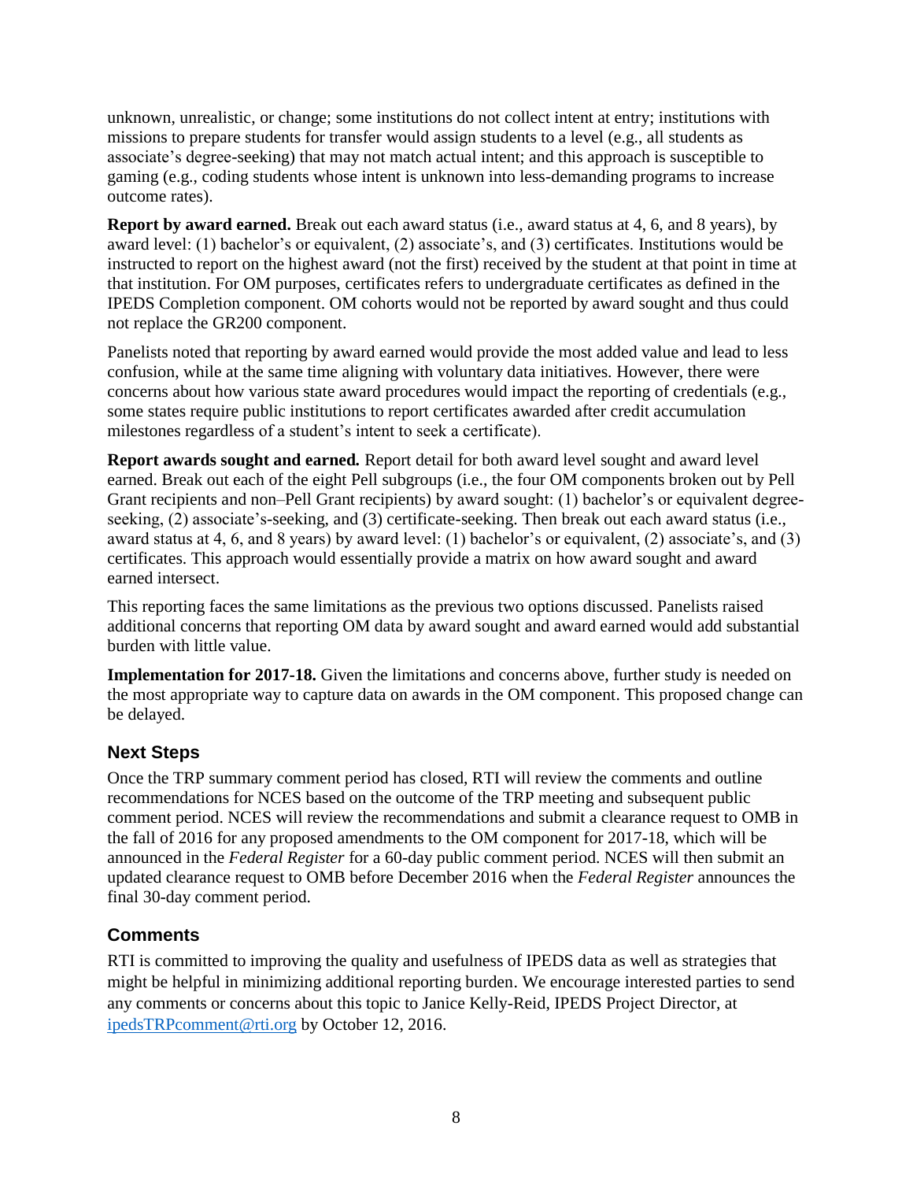unknown, unrealistic, or change; some institutions do not collect intent at entry; institutions with missions to prepare students for transfer would assign students to a level (e.g., all students as associate's degree-seeking) that may not match actual intent; and this approach is susceptible to gaming (e.g., coding students whose intent is unknown into less-demanding programs to increase outcome rates).

**Report by award earned.** Break out each award status (i.e., award status at 4, 6, and 8 years), by award level: (1) bachelor's or equivalent, (2) associate's, and (3) certificates. Institutions would be instructed to report on the highest award (not the first) received by the student at that point in time at that institution. For OM purposes, certificates refers to undergraduate certificates as defined in the IPEDS Completion component. OM cohorts would not be reported by award sought and thus could not replace the GR200 component.

Panelists noted that reporting by award earned would provide the most added value and lead to less confusion, while at the same time aligning with voluntary data initiatives. However, there were concerns about how various state award procedures would impact the reporting of credentials (e.g., some states require public institutions to report certificates awarded after credit accumulation milestones regardless of a student's intent to seek a certificate).

**Report awards sought and earned.** Report detail for both award level sought and award level earned. Break out each of the eight Pell subgroups (i.e., the four OM components broken out by Pell Grant recipients and non–Pell Grant recipients) by award sought: (1) bachelor's or equivalent degree-seeking, (2) associate's-seeking, and (3) certificate-seeking. Then break out each award status (i.e., award status at 4, 6, and 8 years) by award level: (1) bachelor's or equivalent, (2) associate's, and (3) certificates. This approach would essentially provide a matrix on how award sought and award earned intersect.

This reporting faces the same limitations as the previous two options discussed. Panelists raised additional concerns that reporting OM data by award sought and award earned would add substantial burden with little value.

**Implementation for 2017-18.** Given the limitations and concerns above, further study is needed on the most appropriate way to capture data on awards in the OM component. This proposed change can be delayed.

## Next Steps

Once the TRP summary comment period has closed, RTI will review the comments and outline recommendations for NCES based on the outcome of the TRP meeting and subsequent public comment period. NCES will review the recommendations and submit a clearance request to OMB in the fall of 2016 for any proposed amendments to the OM component for 2017-18, which will be announced in the *Federal Register* for a 60-day public comment period. NCES will then submit an updated clearance request to OMB before December 2016 when the *Federal Register* announces the final 30-day comment period.

## Comments

RTI is committed to improving the quality and usefulness of IPEDS data as well as strategies that might be helpful in minimizing additional reporting burden. We encourage interested parties to send any comments or concerns about this topic to Janice Kelly-Reid, IPEDS Project Director, at ipedsTRPcomment@rti.org by October 12, 2016.